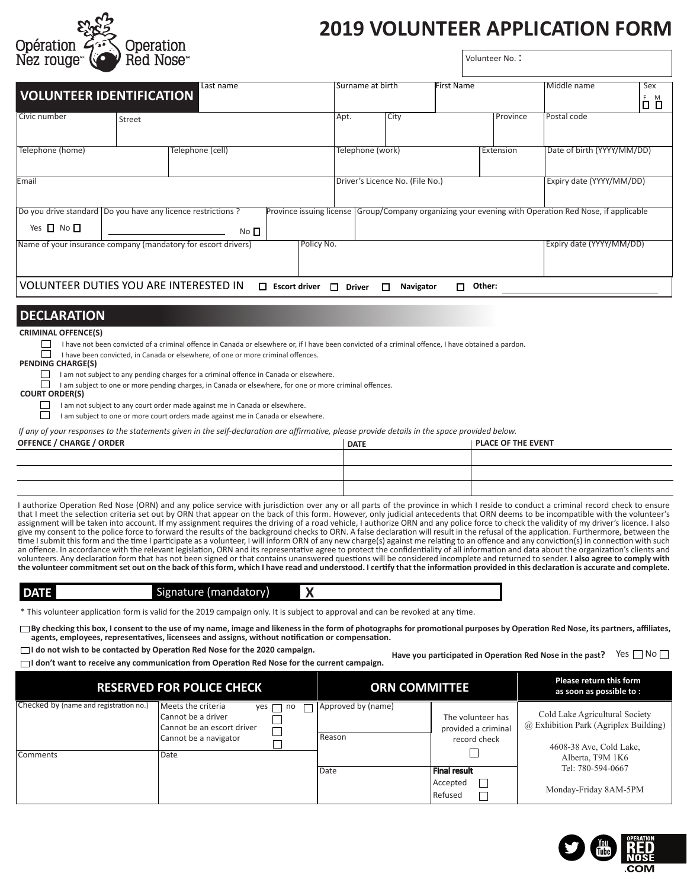Opération Nez rouge™ Operation Red Nose™

# 2019 VOLUNTEER APPLICATION FORM

Volunteer No. :

## VOLUNTEER IDENTIFICATION

| Last name | Surname at birth | First Name | Middle name | Sex F ☐ M ☐ |
|---|---|---|---|---|
| | | | | |

| Civic number | Street | Apt. | City | Province | Postal code |
|---|---|---|---|---|---|
| | | | | | |

| Telephone (home) | Telephone (cell) | Telephone (work) | Extension | Date of birth (YYYY/MM/DD) |
|---|---|---|---|---|
| | | | | |

| Email | Driver's Licence No. (File No.) | Expiry date (YYYY/MM/DD) |
|---|---|---|
| | | |

| Do you drive standard | Do you have any licence restrictions ? | Province issuing license | Group/Company organizing your evening with Operation Red Nose, if applicable |
|---|---|---|---|
| Yes ☐ No ☐ | ______________ No ☐ | | |

| Name of your insurance company (mandatory for escort drivers) | Policy No. | Expiry date (YYYY/MM/DD) |
|---|---|---|
| | | |

VOLUNTEER DUTIES YOU ARE INTERESTED IN ☐ **Escort driver** ☐ **Driver** ☐ **Navigator** ☐ **Other:** ______________

## DECLARATION

**CRIMINAL OFFENCE(S)**

- ☐ I have not been convicted of a criminal offence in Canada or elsewhere or, if I have been convicted of a criminal offence, I have obtained a pardon.
- ☐ I have been convicted, in Canada or elsewhere, of one or more criminal offences.

**PENDING CHARGE(S)**

- ☐ I am not subject to any pending charges for a criminal offence in Canada or elsewhere.
- ☐ I am subject to one or more pending charges, in Canada or elsewhere, for one or more criminal offences.

**COURT ORDER(S)**

- ☐ I am not subject to any court order made against me in Canada or elsewhere.
- ☐ I am subject to one or more court orders made against me in Canada or elsewhere.

*If any of your responses to the statements given in the self-declaration are affirmative, please provide details in the space provided below.*

| OFFENCE / CHARGE / ORDER | DATE | PLACE OF THE EVENT |
|---|---|---|
| | | |
| | | |
| | | |

I authorize Operation Red Nose (ORN) and any police service with jurisdiction over any or all parts of the province in which I reside to conduct a criminal record check to ensure that I meet the selection criteria set out by ORN that appear on the back of this form. However, only judicial antecedents that ORN deems to be incompatible with the volunteer's assignment will be taken into account. If my assignment requires the driving of a road vehicle, I authorize ORN and any police force to check the validity of my driver's licence. I also give my consent to the police force to forward the results of the background checks to ORN. A false declaration will result in the refusal of the application. Furthermore, between the time I submit this form and the time I participate as a volunteer, I will inform ORN of any new charge(s) against me relating to an offence and any conviction(s) in connection with such an offence. In accordance with the relevant legislation, ORN and its representative agree to protect the confidentiality of all information and data about the organization's clients and volunteers. Any declaration form that has not been signed or that contains unanswered questions will be considered incomplete and returned to sender. **I also agree to comply with the volunteer commitment set out on the back of this form, which I have read and understood. I certify that the information provided in this declaration is accurate and complete.**

**DATE** ______________ Signature (mandatory) **X** ______________

\* This volunteer application form is valid for the 2019 campaign only. It is subject to approval and can be revoked at any time.

☐ **By checking this box, I consent to the use of my name, image and likeness in the form of photographs for promotional purposes by Operation Red Nose, its partners, affiliates, agents, employees, representatives, licensees and assigns, without notification or compensation.**

☐ **I do not wish to be contacted by Operation Red Nose for the 2020 campaign.**

☐ **I don't want to receive any communication from Operation Red Nose for the current campaign.**

**Have you participated in Operation Red Nose in the past?** Yes ☐ No ☐

| RESERVED FOR POLICE CHECK | | ORN COMMITTEE | | Please return this form as soon as possible to : |
|---|---|---|---|---|
| Checked by (name and registration no.) | Meets the criteria yes ☐ no ☐<br>Cannot be a driver ☐<br>Cannot be an escort driver ☐<br>Cannot be a navigator ☐ | Approved by (name)<br><br>Reason | The volunteer has provided a criminal record check ☐ | Cold Lake Agricultural Society @ Exhibition Park (Agriplex Building)<br><br>4608-38 Ave, Cold Lake, Alberta, T9M 1K6<br>Tel: 780-594-0667<br><br>Monday-Friday 8AM-5PM |
| Comments | Date | Date | **Final result**<br>Accepted ☐<br>Refused ☐ | |

OPERATION RED NOSE .COM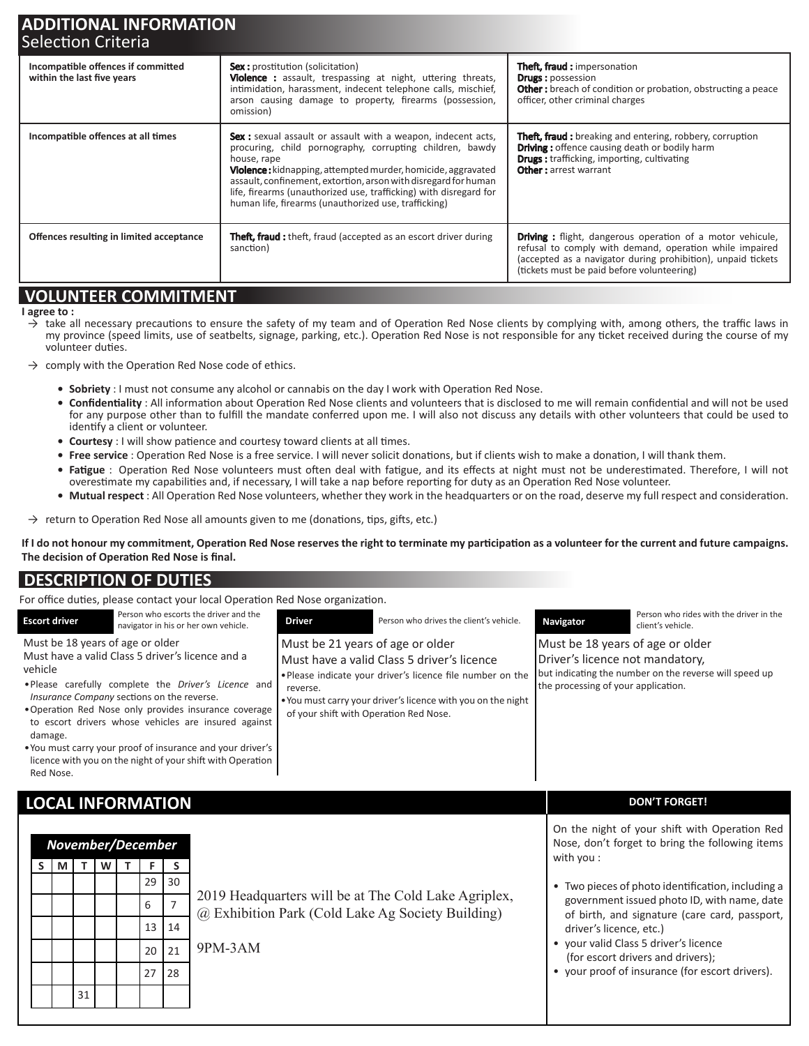## ADDITIONAL INFORMATION
### Selection Criteria

| | | |
|---|---|---|
| **Incompatible offences if committed within the last five years** | **Sex :** prostitution (solicitation)<br>**Violence :** assault, trespassing at night, uttering threats, intimidation, harassment, indecent telephone calls, mischief, arson causing damage to property, firearms (possession, omission) | **Theft, fraud :** impersonation<br>**Drugs :** possession<br>**Other :** breach of condition or probation, obstructing a peace officer, other criminal charges |
| **Incompatible offences at all times** | **Sex :** sexual assault or assault with a weapon, indecent acts, procuring, child pornography, corrupting children, bawdy house, rape<br>**Violence :** kidnapping, attempted murder, homicide, aggravated assault, confinement, extortion, arson with disregard for human life, firearms (unauthorized use, trafficking) with disregard for human life, firearms (unauthorized use, trafficking) | **Theft, fraud :** breaking and entering, robbery, corruption<br>**Driving :** offence causing death or bodily harm<br>**Drugs :** trafficking, importing, cultivating<br>**Other :** arrest warrant |
| **Offences resulting in limited acceptance** | **Theft, fraud :** theft, fraud (accepted as an escort driver during sanction) | **Driving :** flight, dangerous operation of a motor vehicule, refusal to comply with demand, operation while impaired (accepted as a navigator during prohibition), unpaid tickets (tickets must be paid before volunteering) |

## VOLUNTEER COMMITMENT

**I agree to :**

→ take all necessary precautions to ensure the safety of my team and of Operation Red Nose clients by complying with, among others, the traffic laws in my province (speed limits, use of seatbelts, signage, parking, etc.). Operation Red Nose is not responsible for any ticket received during the course of my volunteer duties.

→ comply with the Operation Red Nose code of ethics.

- **Sobriety** : I must not consume any alcohol or cannabis on the day I work with Operation Red Nose.
- **Confidentiality** : All information about Operation Red Nose clients and volunteers that is disclosed to me will remain confidential and will not be used for any purpose other than to fulfill the mandate conferred upon me. I will also not discuss any details with other volunteers that could be used to identify a client or volunteer.
- **Courtesy** : I will show patience and courtesy toward clients at all times.
- **Free service** : Operation Red Nose is a free service. I will never solicit donations, but if clients wish to make a donation, I will thank them.
- **Fatigue** : Operation Red Nose volunteers must often deal with fatigue, and its effects at night must not be underestimated. Therefore, I will not overestimate my capabilities and, if necessary, I will take a nap before reporting for duty as an Operation Red Nose volunteer.
- **Mutual respect** : All Operation Red Nose volunteers, whether they work in the headquarters or on the road, deserve my full respect and consideration.

→ return to Operation Red Nose all amounts given to me (donations, tips, gifts, etc.)

**If I do not honour my commitment, Operation Red Nose reserves the right to terminate my participation as a volunteer for the current and future campaigns. The decision of Operation Red Nose is final.**

## DESCRIPTION OF DUTIES

For office duties, please contact your local Operation Red Nose organization.

**Escort driver** — Person who escorts the driver and the navigator in his or her own vehicle.

Must be 18 years of age or older
Must have a valid Class 5 driver's licence and a vehicle

- Please carefully complete the *Driver's Licence* and *Insurance Company* sections on the reverse.
- Operation Red Nose only provides insurance coverage to escort drivers whose vehicles are insured against damage.
- You must carry your proof of insurance and your driver's licence with you on the night of your shift with Operation Red Nose.

**Driver** — Person who drives the client's vehicle.

Must be 21 years of age or older
Must have a valid Class 5 driver's licence

- Please indicate your driver's licence file number on the reverse.
- You must carry your driver's licence with you on the night of your shift with Operation Red Nose.

**Navigator** — Person who rides with the driver in the client's vehicle.

Must be 18 years of age or older
Driver's licence not mandatory, but indicating the number on the reverse will speed up the processing of your application.

## LOCAL INFORMATION

**November/December**

| S | M | T | W | T | F | S |
|---|---|---|---|---|---|---|
| | | | | | 29 | 30 |
| | | | | | 6 | 7 |
| | | | | | 13 | 14 |
| | | | | | 20 | 21 |
| | | | | | 27 | 28 |
| | | 31 | | | | |

2019 Headquarters will be at The Cold Lake Agriplex, @ Exhibition Park (Cold Lake Ag Society Building)

9PM-3AM

### DON'T FORGET!

On the night of your shift with Operation Red Nose, don't forget to bring the following items with you :

- Two pieces of photo identification, including a government issued photo ID, with name, date of birth, and signature (care card, passport, driver's licence, etc.)
- your valid Class 5 driver's licence (for escort drivers and drivers);
- your proof of insurance (for escort drivers).